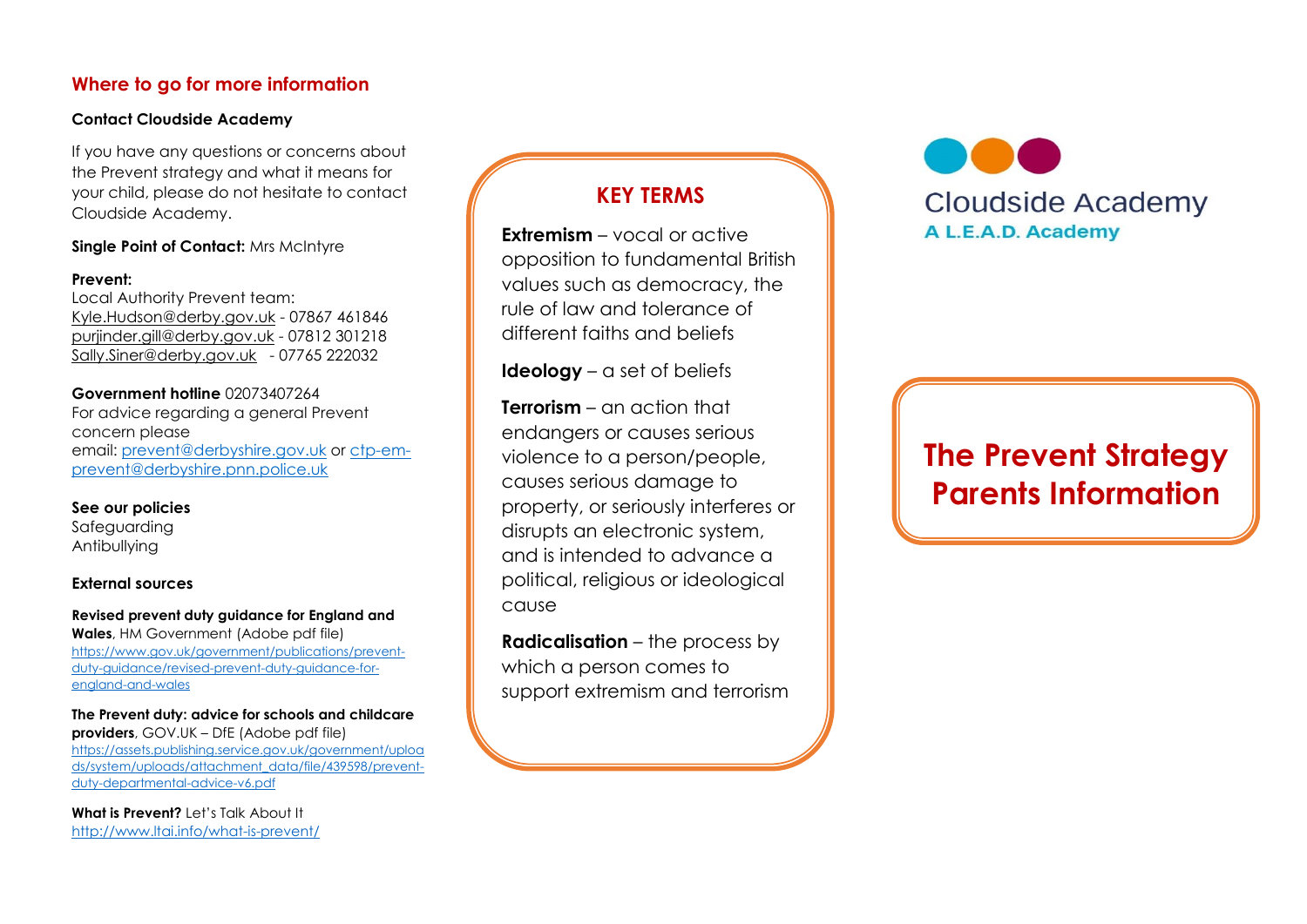## Where to go for more information

**Contact Cloudside Academy**

If you have any questions or concerns about the Prevent strategy and what it means for your child, please do not hesitate to contact Cloudside Academy.

**Single Point of Contact:** Mrs McIntyre

**Prevent:**
Local Authority Prevent team:
Kyle.Hudson@derby.gov.uk - 07867 461846
purjinder.gill@derby.gov.uk - 07812 301218
Sally.Siner@derby.gov.uk - 07765 222032

**Government hotline** 02073407264
For advice regarding a general Prevent concern please email: prevent@derbyshire.gov.uk or ctp-em-prevent@derbyshire.pnn.police.uk

**See our policies**
Safeguarding
Antibullying

**External sources**

**Revised prevent duty guidance for England and Wales**, HM Government (Adobe pdf file)
https://www.gov.uk/government/publications/prevent-duty-guidance/revised-prevent-duty-guidance-for-england-and-wales

**The Prevent duty: advice for schools and childcare providers**, GOV.UK – DfE (Adobe pdf file)
https://assets.publishing.service.gov.uk/government/uploads/system/uploads/attachment_data/file/439598/prevent-duty-departmental-advice-v6.pdf

**What is Prevent?** Let's Talk About It
http://www.ltai.info/what-is-prevent/

## KEY TERMS

**Extremism** – vocal or active opposition to fundamental British values such as democracy, the rule of law and tolerance of different faiths and beliefs

**Ideology** – a set of beliefs

**Terrorism** – an action that endangers or causes serious violence to a person/people, causes serious damage to property, or seriously interferes or disrupts an electronic system, and is intended to advance a political, religious or ideological cause

**Radicalisation** – the process by which a person comes to support extremism and terrorism

Cloudside Academy
A L.E.A.D. Academy

# The Prevent Strategy Parents Information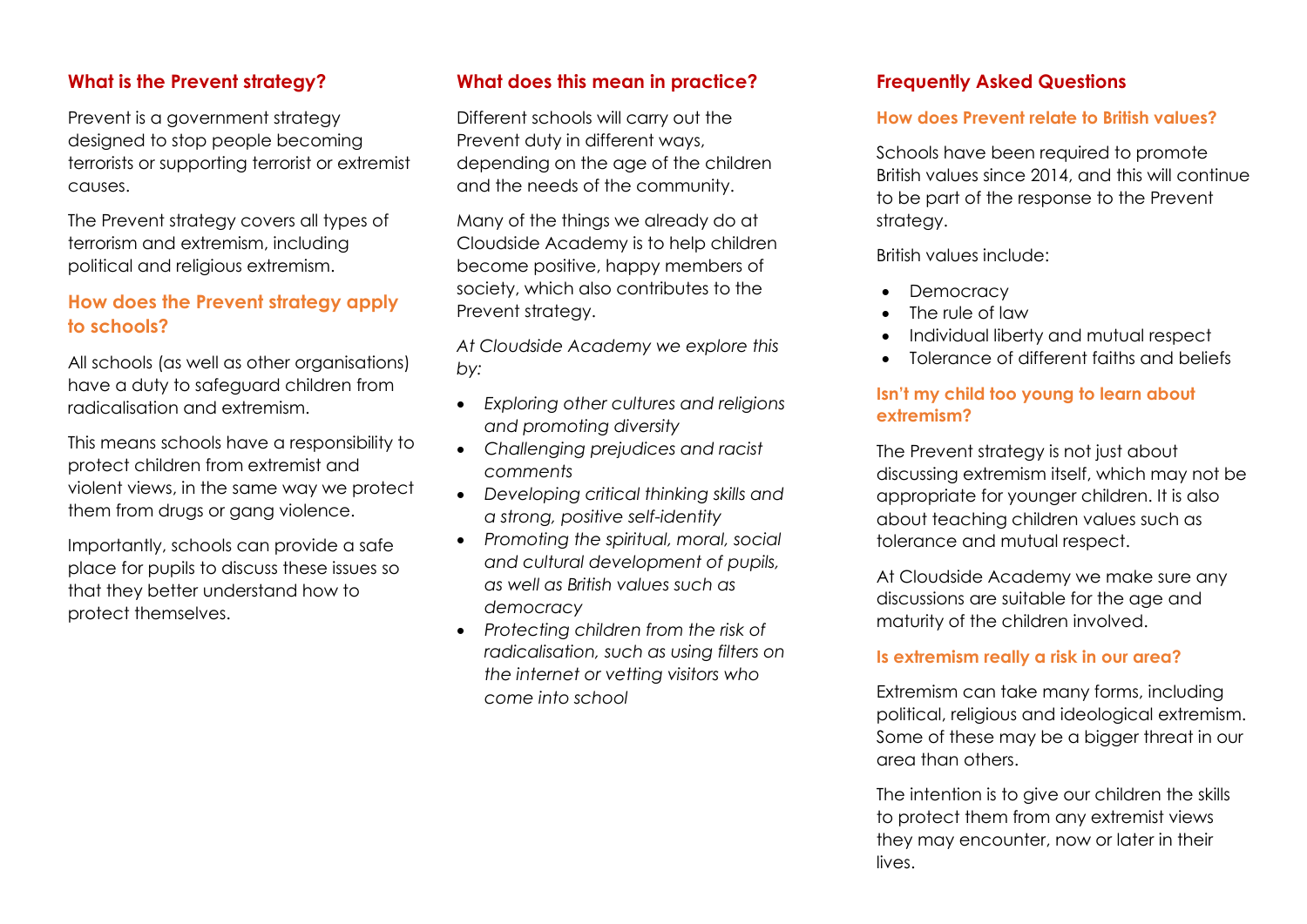## What is the Prevent strategy?

Prevent is a government strategy designed to stop people becoming terrorists or supporting terrorist or extremist causes.

The Prevent strategy covers all types of terrorism and extremism, including political and religious extremism.

### How does the Prevent strategy apply to schools?

All schools (as well as other organisations) have a duty to safeguard children from radicalisation and extremism.

This means schools have a responsibility to protect children from extremist and violent views, in the same way we protect them from drugs or gang violence.

Importantly, schools can provide a safe place for pupils to discuss these issues so that they better understand how to protect themselves.

## What does this mean in practice?

Different schools will carry out the Prevent duty in different ways, depending on the age of the children and the needs of the community.

Many of the things we already do at Cloudside Academy is to help children become positive, happy members of society, which also contributes to the Prevent strategy.

*At Cloudside Academy we explore this by:*

- *Exploring other cultures and religions and promoting diversity*
- *Challenging prejudices and racist comments*
- *Developing critical thinking skills and a strong, positive self-identity*
- *Promoting the spiritual, moral, social and cultural development of pupils, as well as British values such as democracy*
- *Protecting children from the risk of radicalisation, such as using filters on the internet or vetting visitors who come into school*

## Frequently Asked Questions

### How does Prevent relate to British values?

Schools have been required to promote British values since 2014, and this will continue to be part of the response to the Prevent strategy.

British values include:

- Democracy
- The rule of law
- Individual liberty and mutual respect
- Tolerance of different faiths and beliefs

### Isn't my child too young to learn about extremism?

The Prevent strategy is not just about discussing extremism itself, which may not be appropriate for younger children. It is also about teaching children values such as tolerance and mutual respect.

At Cloudside Academy we make sure any discussions are suitable for the age and maturity of the children involved.

### Is extremism really a risk in our area?

Extremism can take many forms, including political, religious and ideological extremism. Some of these may be a bigger threat in our area than others.

The intention is to give our children the skills to protect them from any extremist views they may encounter, now or later in their lives.